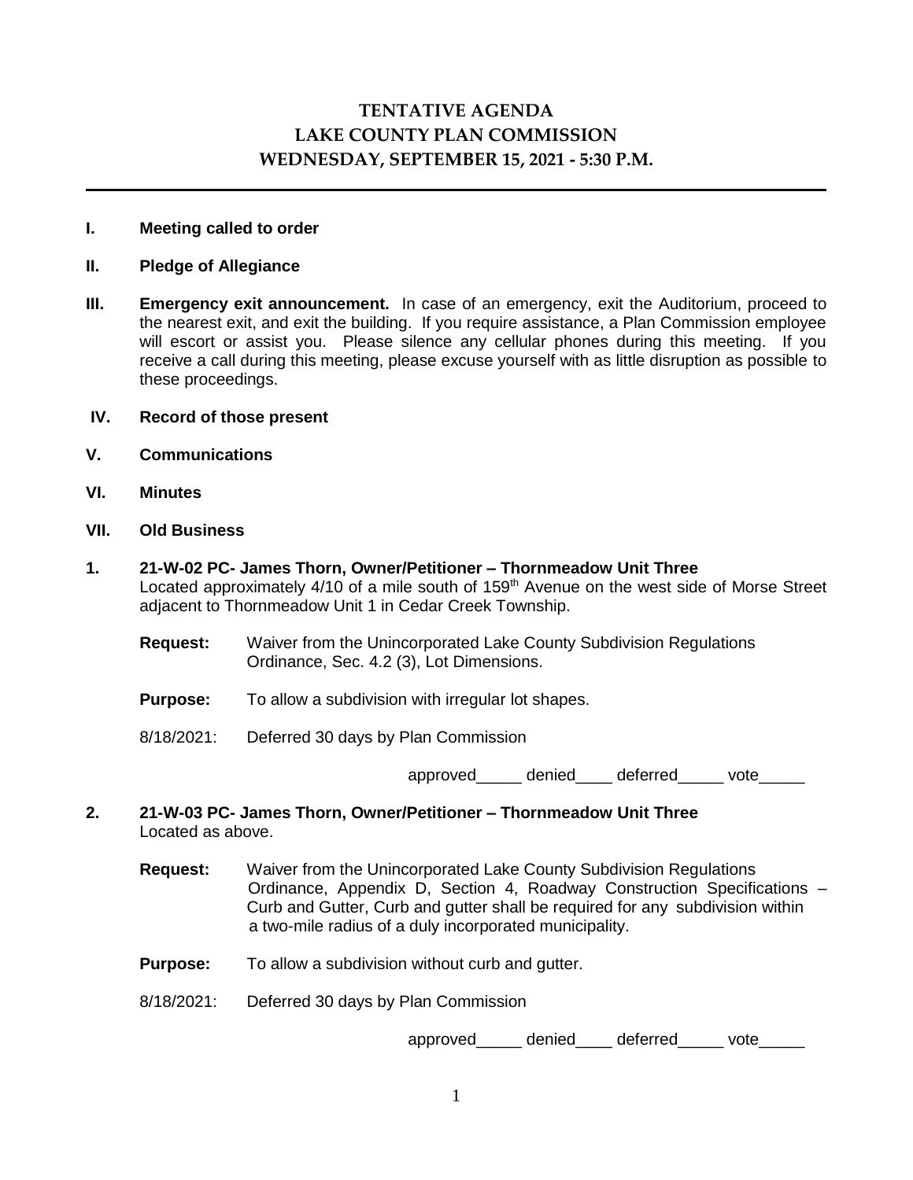# TENTATIVE AGENDA
# LAKE COUNTY PLAN COMMISSION
# WEDNESDAY, SEPTEMBER 15, 2021 - 5:30 P.M.

---

**I. Meeting called to order**

**II. Pledge of Allegiance**

**III. Emergency exit announcement.** In case of an emergency, exit the Auditorium, proceed to the nearest exit, and exit the building. If you require assistance, a Plan Commission employee will escort or assist you. Please silence any cellular phones during this meeting. If you receive a call during this meeting, please excuse yourself with as little disruption as possible to these proceedings.

**IV. Record of those present**

**V. Communications**

**VI. Minutes**

**VII. Old Business**

**1. 21-W-02 PC- James Thorn, Owner/Petitioner – Thornmeadow Unit Three**
Located approximately 4/10 of a mile south of 159th Avenue on the west side of Morse Street adjacent to Thornmeadow Unit 1 in Cedar Creek Township.

**Request:** Waiver from the Unincorporated Lake County Subdivision Regulations Ordinance, Sec. 4.2 (3), Lot Dimensions.

**Purpose:** To allow a subdivision with irregular lot shapes.

8/18/2021: Deferred 30 days by Plan Commission

approved_____ denied____ deferred_____ vote_____

**2. 21-W-03 PC- James Thorn, Owner/Petitioner – Thornmeadow Unit Three**
Located as above.

**Request:** Waiver from the Unincorporated Lake County Subdivision Regulations Ordinance, Appendix D, Section 4, Roadway Construction Specifications – Curb and Gutter, Curb and gutter shall be required for any subdivision within a two-mile radius of a duly incorporated municipality.

**Purpose:** To allow a subdivision without curb and gutter.

8/18/2021: Deferred 30 days by Plan Commission

approved_____ denied____ deferred_____ vote_____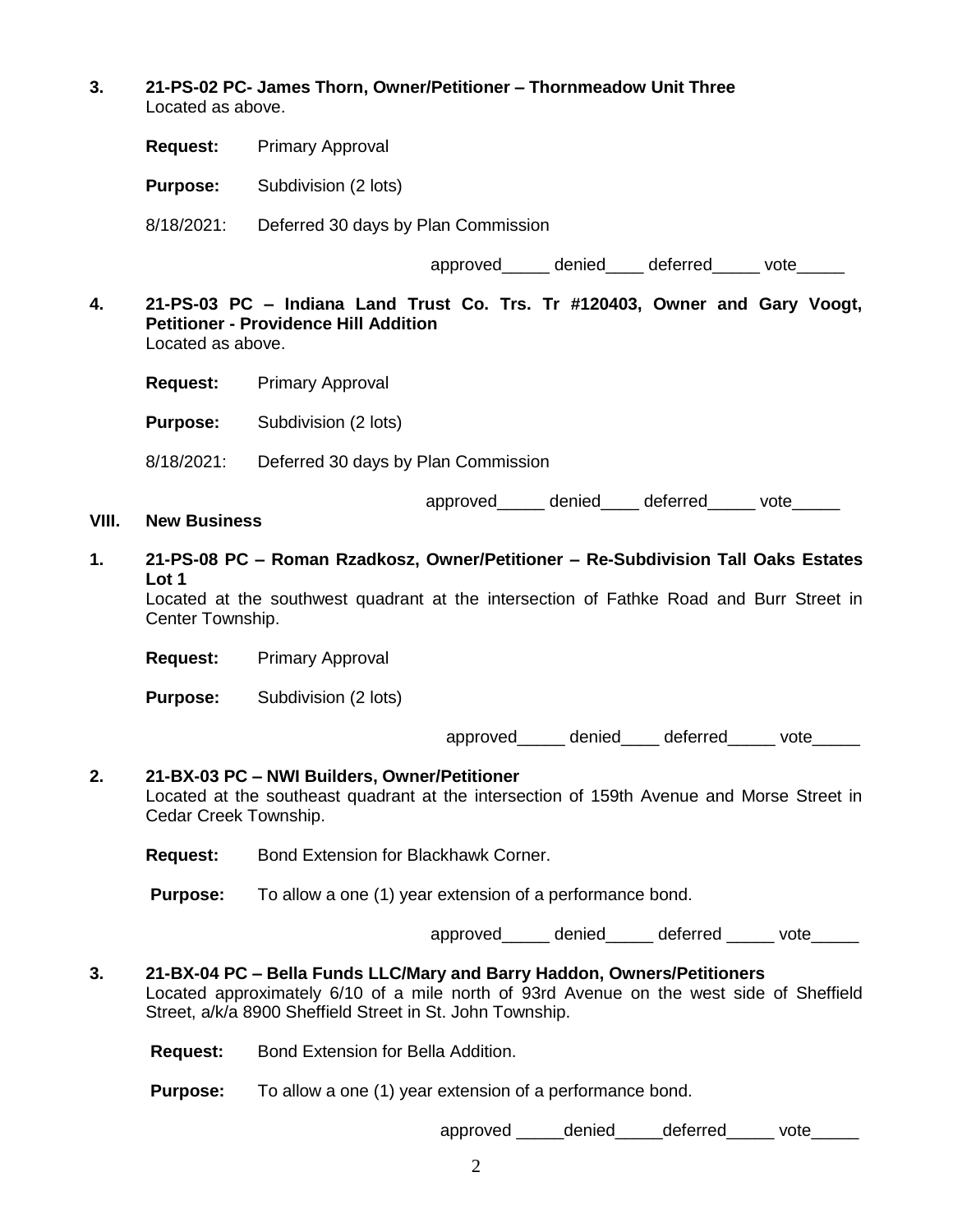**3. 21-PS-02 PC- James Thorn, Owner/Petitioner – Thornmeadow Unit Three**
Located as above.

**Request:** Primary Approval

**Purpose:** Subdivision (2 lots)

8/18/2021: Deferred 30 days by Plan Commission

approved_____ denied____ deferred_____ vote_____

**4. 21-PS-03 PC – Indiana Land Trust Co. Trs. Tr #120403, Owner and Gary Voogt, Petitioner - Providence Hill Addition**
Located as above.

**Request:** Primary Approval

**Purpose:** Subdivision (2 lots)

8/18/2021: Deferred 30 days by Plan Commission

approved_____ denied____ deferred_____ vote_____

## VIII. New Business

**1. 21-PS-08 PC – Roman Rzadkosz, Owner/Petitioner – Re-Subdivision Tall Oaks Estates Lot 1**
Located at the southwest quadrant at the intersection of Fathke Road and Burr Street in Center Township.

**Request:** Primary Approval

**Purpose:** Subdivision (2 lots)

approved_____ denied____ deferred_____ vote_____

**2. 21-BX-03 PC – NWI Builders, Owner/Petitioner**
Located at the southeast quadrant at the intersection of 159th Avenue and Morse Street in Cedar Creek Township.

**Request:** Bond Extension for Blackhawk Corner.

**Purpose:** To allow a one (1) year extension of a performance bond.

approved_____ denied_____ deferred _____ vote_____

**3. 21-BX-04 PC – Bella Funds LLC/Mary and Barry Haddon, Owners/Petitioners**
Located approximately 6/10 of a mile north of 93rd Avenue on the west side of Sheffield Street, a/k/a 8900 Sheffield Street in St. John Township.

**Request:** Bond Extension for Bella Addition.

**Purpose:** To allow a one (1) year extension of a performance bond.

approved _____denied_____deferred_____ vote_____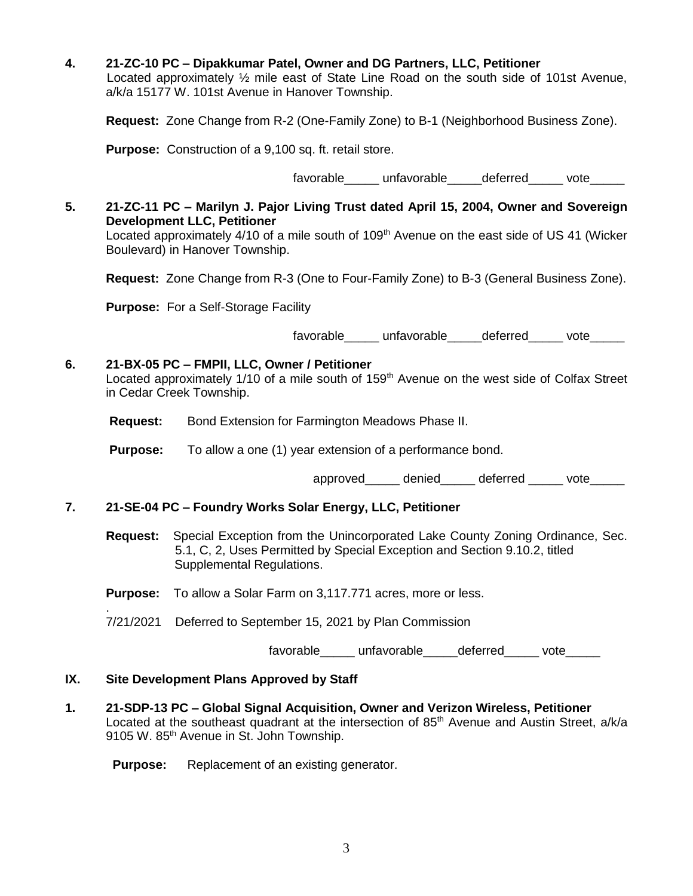**4. 21-ZC-10 PC – Dipakkumar Patel, Owner and DG Partners, LLC, Petitioner**

Located approximately ½ mile east of State Line Road on the south side of 101st Avenue, a/k/a 15177 W. 101st Avenue in Hanover Township.

**Request:** Zone Change from R-2 (One-Family Zone) to B-1 (Neighborhood Business Zone).

**Purpose:** Construction of a 9,100 sq. ft. retail store.

favorable_____ unfavorable_____deferred_____ vote_____

**5. 21-ZC-11 PC – Marilyn J. Pajor Living Trust dated April 15, 2004, Owner and Sovereign Development LLC, Petitioner**

Located approximately 4/10 of a mile south of 109th Avenue on the east side of US 41 (Wicker Boulevard) in Hanover Township.

**Request:** Zone Change from R-3 (One to Four-Family Zone) to B-3 (General Business Zone).

**Purpose:** For a Self-Storage Facility

favorable_____ unfavorable_____deferred_____ vote_____

**6. 21-BX-05 PC – FMPII, LLC, Owner / Petitioner**

Located approximately 1/10 of a mile south of 159th Avenue on the west side of Colfax Street in Cedar Creek Township.

**Request:** Bond Extension for Farmington Meadows Phase II.

**Purpose:** To allow a one (1) year extension of a performance bond.

approved_____ denied_____ deferred _____ vote_____

**7. 21-SE-04 PC – Foundry Works Solar Energy, LLC, Petitioner**

**Request:** Special Exception from the Unincorporated Lake County Zoning Ordinance, Sec. 5.1, C, 2, Uses Permitted by Special Exception and Section 9.10.2, titled Supplemental Regulations.

**Purpose:** To allow a Solar Farm on 3,117.771 acres, more or less.

.
7/21/2021 Deferred to September 15, 2021 by Plan Commission

favorable_____ unfavorable_____deferred_____ vote_____

## IX. Site Development Plans Approved by Staff

**1. 21-SDP-13 PC – Global Signal Acquisition, Owner and Verizon Wireless, Petitioner**

Located at the southeast quadrant at the intersection of 85th Avenue and Austin Street, a/k/a 9105 W. 85th Avenue in St. John Township.

**Purpose:** Replacement of an existing generator.